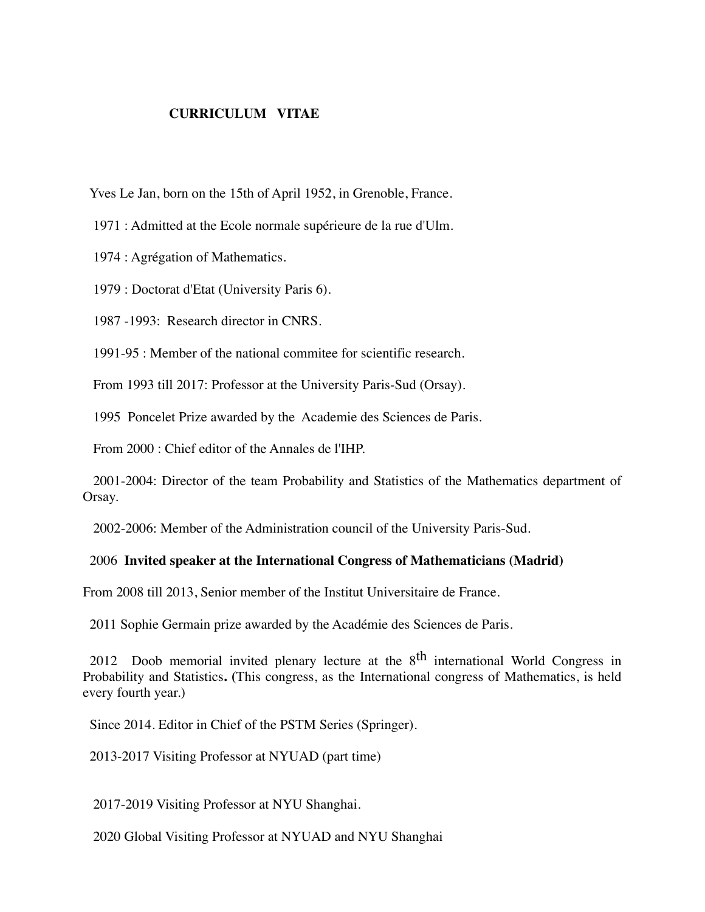# CURRICULUM VITAE

Yves Le Jan, born on the 15th of April 1952, in Grenoble, France.

1971 : Admitted at the Ecole normale supérieure de la rue d'Ulm.

1974 : Agrégation of Mathematics.

1979 : Doctorat d'Etat (University Paris 6).

1987 -1993: Research director in CNRS.

1991-95 : Member of the national commitee for scientific research.

From 1993 till 2017: Professor at the University Paris-Sud (Orsay).

1995 Poncelet Prize awarded by the Academie des Sciences de Paris.

From 2000 : Chief editor of the Annales de l'IHP.

2001-2004: Director of the team Probability and Statistics of the Mathematics department of Orsay.

2002-2006: Member of the Administration council of the University Paris-Sud.

2006 **Invited speaker at the International Congress of Mathematicians (Madrid)**

From 2008 till 2013, Senior member of the Institut Universitaire de France.

2011 Sophie Germain prize awarded by the Académie des Sciences de Paris.

2012 Doob memorial invited plenary lecture at the 8th international World Congress in Probability and Statistics**.** (This congress, as the International congress of Mathematics, is held every fourth year.)

Since 2014. Editor in Chief of the PSTM Series (Springer).

2013-2017 Visiting Professor at NYUAD (part time)

2017-2019 Visiting Professor at NYU Shanghai.

2020 Global Visiting Professor at NYUAD and NYU Shanghai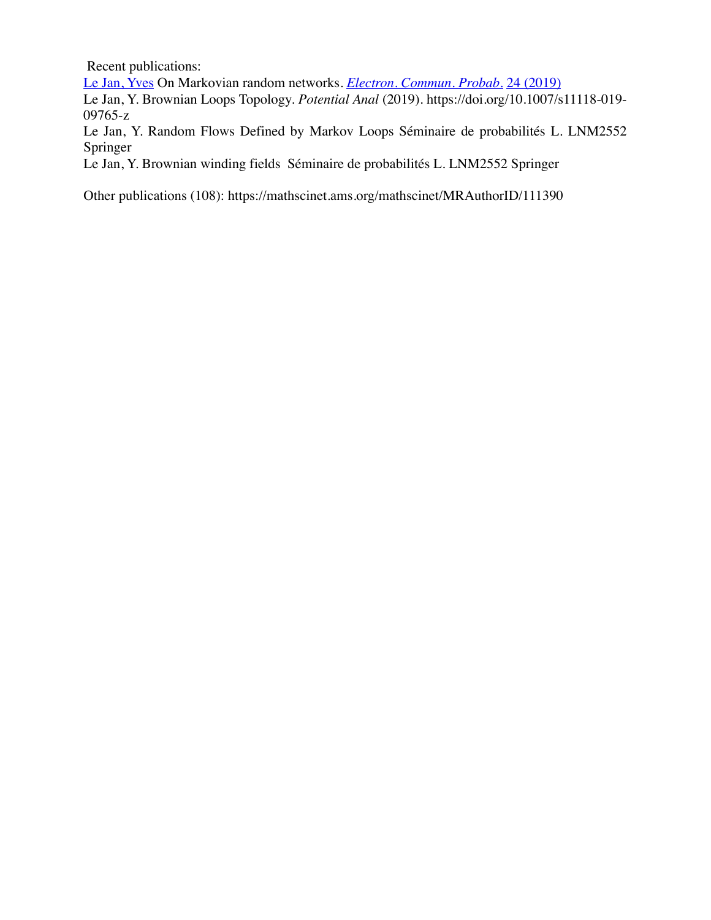Recent publications:

Le Jan, Yves On Markovian random networks. *Electron. Commun. Probab.* 24 (2019)

Le Jan, Y. Brownian Loops Topology. *Potential Anal* (2019). https://doi.org/10.1007/s11118-019-09765-z

Le Jan, Y. Random Flows Defined by Markov Loops Séminaire de probabilités L. LNM2552 Springer

Le Jan, Y. Brownian winding fields Séminaire de probabilités L. LNM2552 Springer

Other publications (108): https://mathscinet.ams.org/mathscinet/MRAuthorID/111390